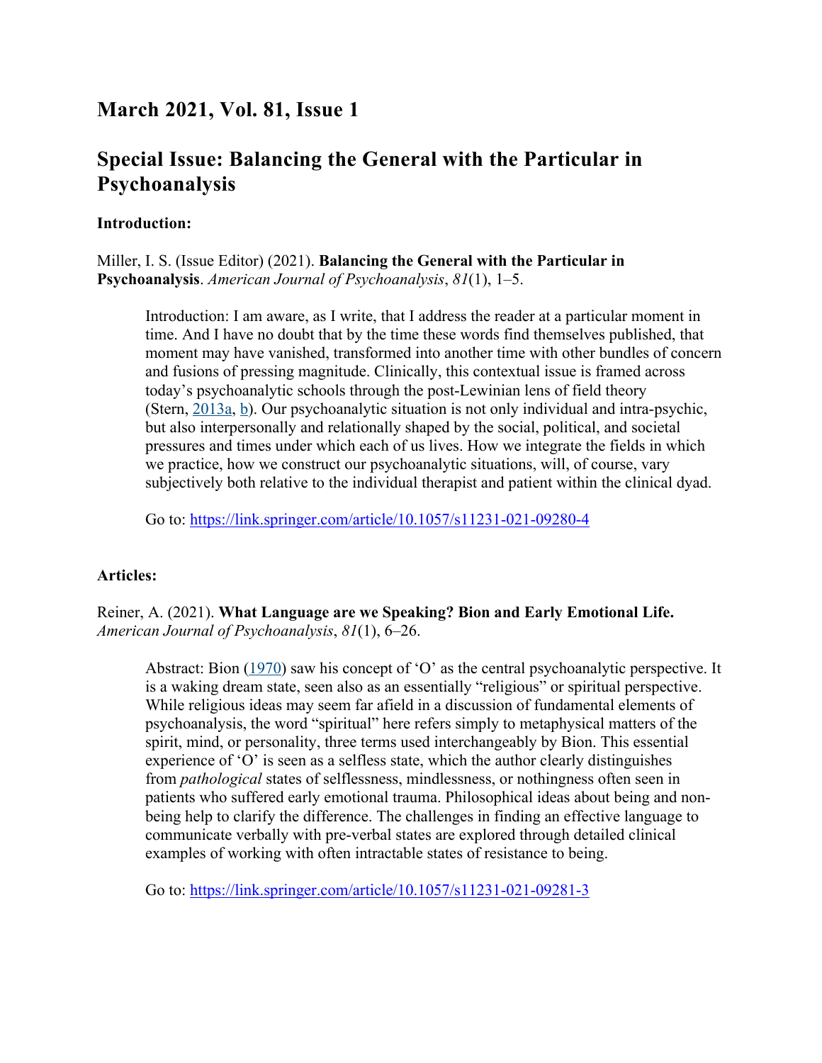## March 2021, Vol. 81, Issue 1

## Special Issue: Balancing the General with the Particular in Psychoanalysis

**Introduction:**

Miller, I. S. (Issue Editor) (2021). **Balancing the General with the Particular in Psychoanalysis**. *American Journal of Psychoanalysis*, *81*(1), 1–5.

> Introduction: I am aware, as I write, that I address the reader at a particular moment in time. And I have no doubt that by the time these words find themselves published, that moment may have vanished, transformed into another time with other bundles of concern and fusions of pressing magnitude. Clinically, this contextual issue is framed across today's psychoanalytic schools through the post-Lewinian lens of field theory (Stern, 2013a, b). Our psychoanalytic situation is not only individual and intra-psychic, but also interpersonally and relationally shaped by the social, political, and societal pressures and times under which each of us lives. How we integrate the fields in which we practice, how we construct our psychoanalytic situations, will, of course, vary subjectively both relative to the individual therapist and patient within the clinical dyad.
>
> Go to: https://link.springer.com/article/10.1057/s11231-021-09280-4

**Articles:**

Reiner, A. (2021). **What Language are we Speaking? Bion and Early Emotional Life.** *American Journal of Psychoanalysis*, *81*(1), 6–26.

> Abstract: Bion (1970) saw his concept of 'O' as the central psychoanalytic perspective. It is a waking dream state, seen also as an essentially "religious" or spiritual perspective. While religious ideas may seem far afield in a discussion of fundamental elements of psychoanalysis, the word "spiritual" here refers simply to metaphysical matters of the spirit, mind, or personality, three terms used interchangeably by Bion. This essential experience of 'O' is seen as a selfless state, which the author clearly distinguishes from *pathological* states of selflessness, mindlessness, or nothingness often seen in patients who suffered early emotional trauma. Philosophical ideas about being and non-being help to clarify the difference. The challenges in finding an effective language to communicate verbally with pre-verbal states are explored through detailed clinical examples of working with often intractable states of resistance to being.
>
> Go to: https://link.springer.com/article/10.1057/s11231-021-09281-3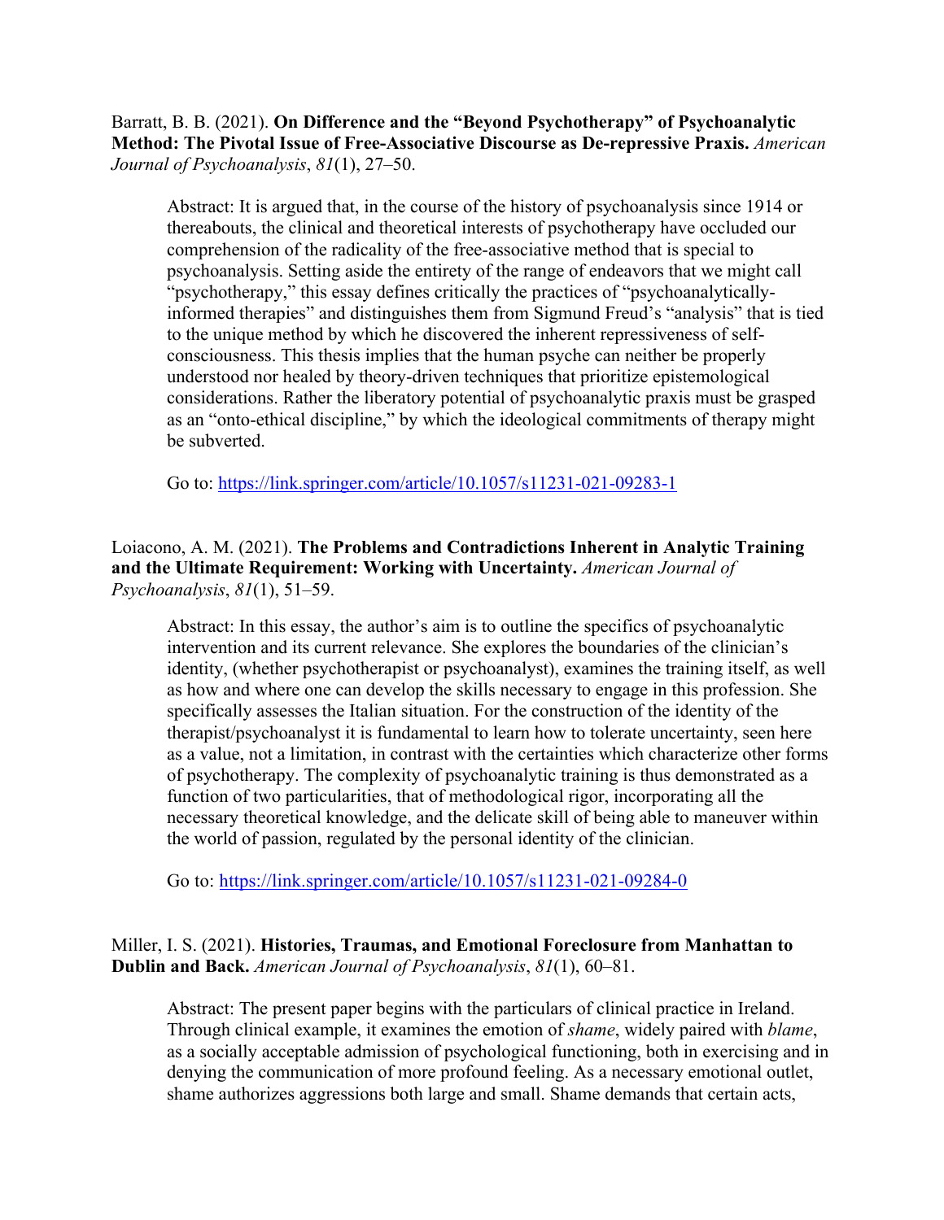Barratt, B. B. (2021). **On Difference and the "Beyond Psychotherapy" of Psychoanalytic Method: The Pivotal Issue of Free-Associative Discourse as De-repressive Praxis.** *American Journal of Psychoanalysis*, *81*(1), 27–50.

> Abstract: It is argued that, in the course of the history of psychoanalysis since 1914 or thereabouts, the clinical and theoretical interests of psychotherapy have occluded our comprehension of the radicality of the free-associative method that is special to psychoanalysis. Setting aside the entirety of the range of endeavors that we might call "psychotherapy," this essay defines critically the practices of "psychoanalytically-informed therapies" and distinguishes them from Sigmund Freud's "analysis" that is tied to the unique method by which he discovered the inherent repressiveness of self-consciousness. This thesis implies that the human psyche can neither be properly understood nor healed by theory-driven techniques that prioritize epistemological considerations. Rather the liberatory potential of psychoanalytic praxis must be grasped as an "onto-ethical discipline," by which the ideological commitments of therapy might be subverted.
>
> Go to: https://link.springer.com/article/10.1057/s11231-021-09283-1

Loiacono, A. M. (2021). **The Problems and Contradictions Inherent in Analytic Training and the Ultimate Requirement: Working with Uncertainty.** *American Journal of Psychoanalysis*, *81*(1), 51–59.

> Abstract: In this essay, the author's aim is to outline the specifics of psychoanalytic intervention and its current relevance. She explores the boundaries of the clinician's identity, (whether psychotherapist or psychoanalyst), examines the training itself, as well as how and where one can develop the skills necessary to engage in this profession. She specifically assesses the Italian situation. For the construction of the identity of the therapist/psychoanalyst it is fundamental to learn how to tolerate uncertainty, seen here as a value, not a limitation, in contrast with the certainties which characterize other forms of psychotherapy. The complexity of psychoanalytic training is thus demonstrated as a function of two particularities, that of methodological rigor, incorporating all the necessary theoretical knowledge, and the delicate skill of being able to maneuver within the world of passion, regulated by the personal identity of the clinician.
>
> Go to: https://link.springer.com/article/10.1057/s11231-021-09284-0

Miller, I. S. (2021). **Histories, Traumas, and Emotional Foreclosure from Manhattan to Dublin and Back.** *American Journal of Psychoanalysis*, *81*(1), 60–81.

> Abstract: The present paper begins with the particulars of clinical practice in Ireland. Through clinical example, it examines the emotion of *shame*, widely paired with *blame*, as a socially acceptable admission of psychological functioning, both in exercising and in denying the communication of more profound feeling. As a necessary emotional outlet, shame authorizes aggressions both large and small. Shame demands that certain acts,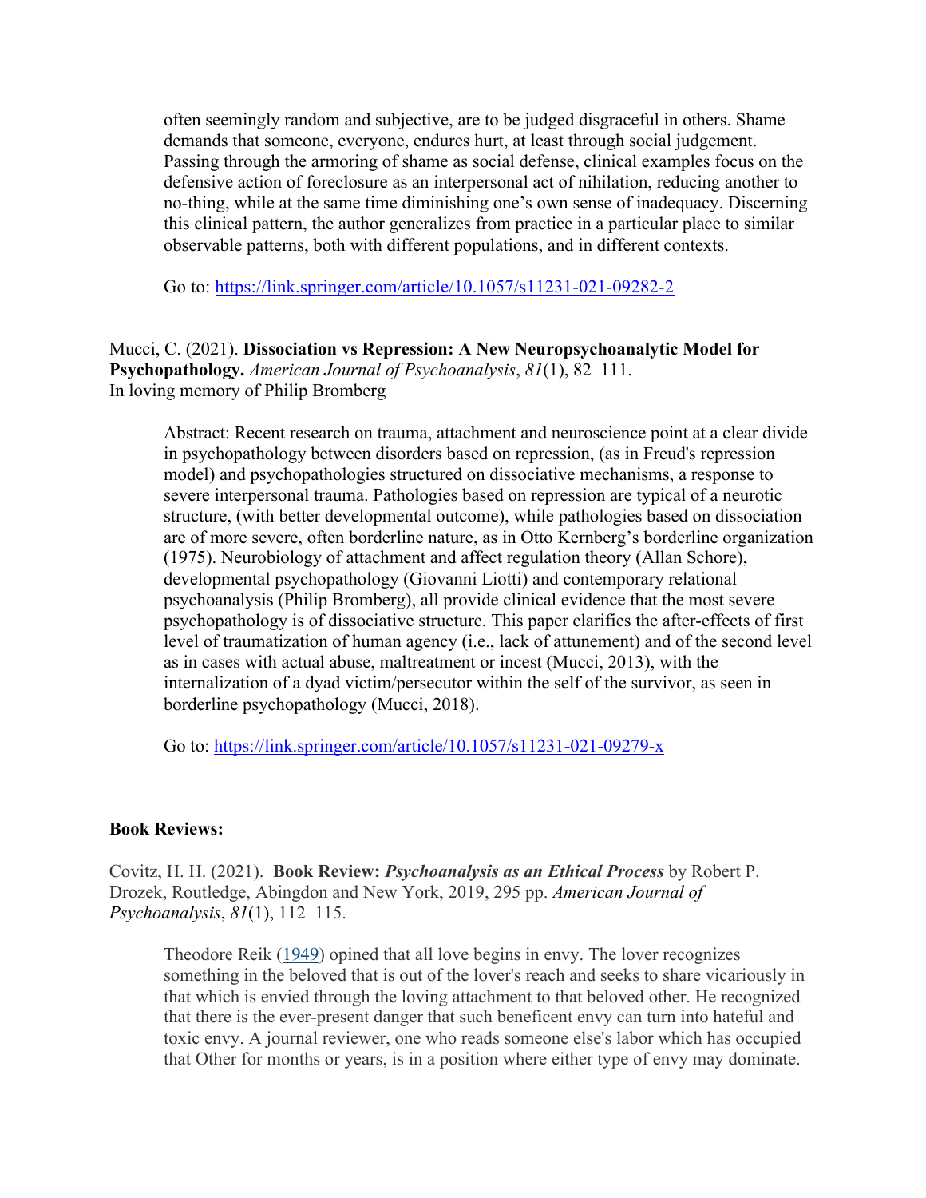often seemingly random and subjective, are to be judged disgraceful in others. Shame demands that someone, everyone, endures hurt, at least through social judgement. Passing through the armoring of shame as social defense, clinical examples focus on the defensive action of foreclosure as an interpersonal act of nihilation, reducing another to no-thing, while at the same time diminishing one's own sense of inadequacy. Discerning this clinical pattern, the author generalizes from practice in a particular place to similar observable patterns, both with different populations, and in different contexts.

Go to: https://link.springer.com/article/10.1057/s11231-021-09282-2

Mucci, C. (2021). **Dissociation vs Repression: A New Neuropsychoanalytic Model for Psychopathology.** *American Journal of Psychoanalysis*, *81*(1), 82–111.
In loving memory of Philip Bromberg

Abstract: Recent research on trauma, attachment and neuroscience point at a clear divide in psychopathology between disorders based on repression, (as in Freud's repression model) and psychopathologies structured on dissociative mechanisms, a response to severe interpersonal trauma. Pathologies based on repression are typical of a neurotic structure, (with better developmental outcome), while pathologies based on dissociation are of more severe, often borderline nature, as in Otto Kernberg's borderline organization (1975). Neurobiology of attachment and affect regulation theory (Allan Schore), developmental psychopathology (Giovanni Liotti) and contemporary relational psychoanalysis (Philip Bromberg), all provide clinical evidence that the most severe psychopathology is of dissociative structure. This paper clarifies the after-effects of first level of traumatization of human agency (i.e., lack of attunement) and of the second level as in cases with actual abuse, maltreatment or incest (Mucci, 2013), with the internalization of a dyad victim/persecutor within the self of the survivor, as seen in borderline psychopathology (Mucci, 2018).

Go to: https://link.springer.com/article/10.1057/s11231-021-09279-x

**Book Reviews:**

Covitz, H. H. (2021). **Book Review: *Psychoanalysis as an Ethical Process*** by Robert P. Drozek, Routledge, Abingdon and New York, 2019, 295 pp. *American Journal of Psychoanalysis*, *81*(1), 112–115.

Theodore Reik (1949) opined that all love begins in envy. The lover recognizes something in the beloved that is out of the lover's reach and seeks to share vicariously in that which is envied through the loving attachment to that beloved other. He recognized that there is the ever-present danger that such beneficent envy can turn into hateful and toxic envy. A journal reviewer, one who reads someone else's labor which has occupied that Other for months or years, is in a position where either type of envy may dominate.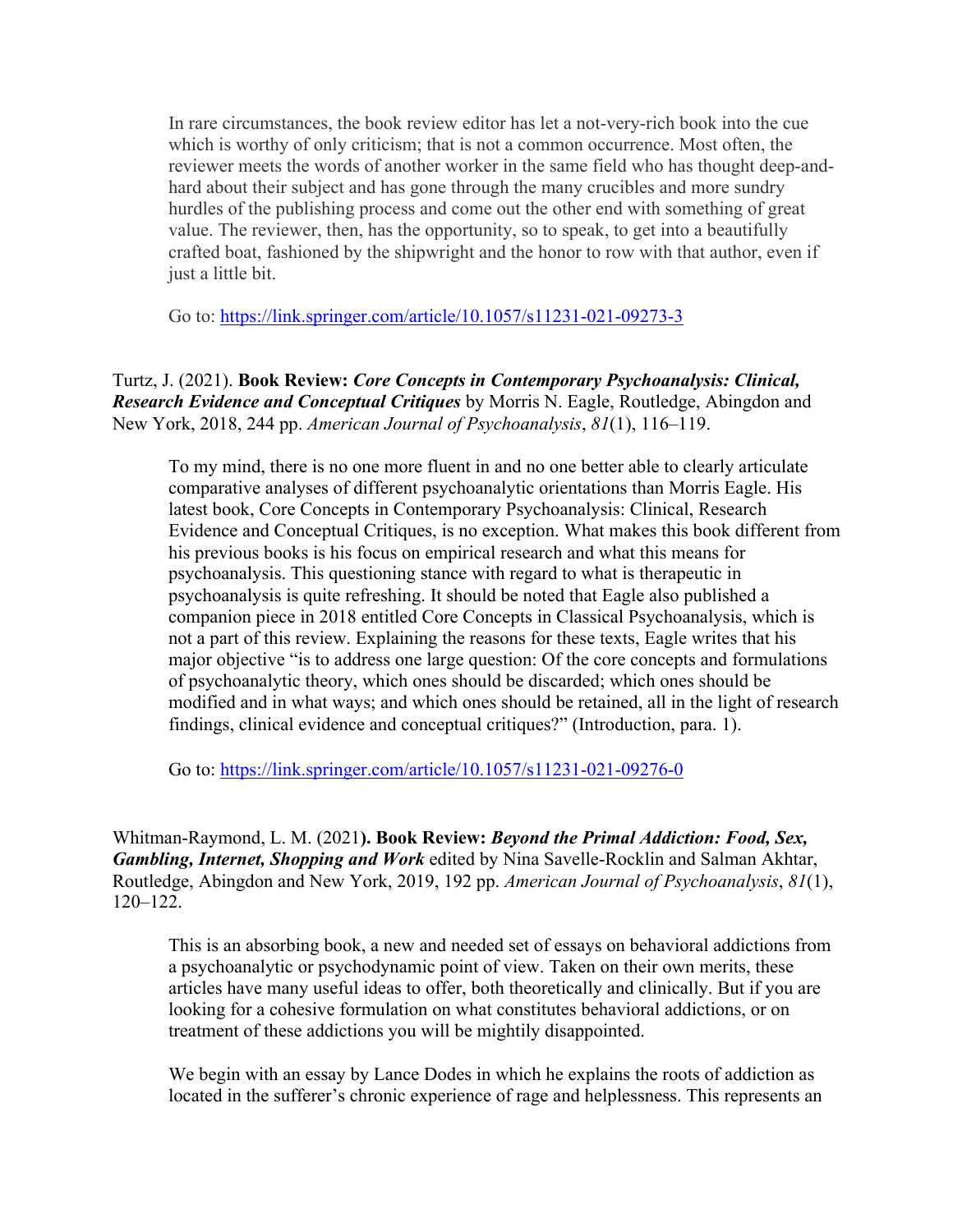In rare circumstances, the book review editor has let a not-very-rich book into the cue which is worthy of only criticism; that is not a common occurrence. Most often, the reviewer meets the words of another worker in the same field who has thought deep-and-hard about their subject and has gone through the many crucibles and more sundry hurdles of the publishing process and come out the other end with something of great value. The reviewer, then, has the opportunity, so to speak, to get into a beautifully crafted boat, fashioned by the shipwright and the honor to row with that author, even if just a little bit.

Go to: https://link.springer.com/article/10.1057/s11231-021-09273-3

Turtz, J. (2021). **Book Review:** ***Core Concepts in Contemporary Psychoanalysis: Clinical, Research Evidence and Conceptual Critiques*** by Morris N. Eagle, Routledge, Abingdon and New York, 2018, 244 pp. *American Journal of Psychoanalysis*, *81*(1), 116–119.

To my mind, there is no one more fluent in and no one better able to clearly articulate comparative analyses of different psychoanalytic orientations than Morris Eagle. His latest book, Core Concepts in Contemporary Psychoanalysis: Clinical, Research Evidence and Conceptual Critiques, is no exception. What makes this book different from his previous books is his focus on empirical research and what this means for psychoanalysis. This questioning stance with regard to what is therapeutic in psychoanalysis is quite refreshing. It should be noted that Eagle also published a companion piece in 2018 entitled Core Concepts in Classical Psychoanalysis, which is not a part of this review. Explaining the reasons for these texts, Eagle writes that his major objective "is to address one large question: Of the core concepts and formulations of psychoanalytic theory, which ones should be discarded; which ones should be modified and in what ways; and which ones should be retained, all in the light of research findings, clinical evidence and conceptual critiques?" (Introduction, para. 1).

Go to: https://link.springer.com/article/10.1057/s11231-021-09276-0

Whitman-Raymond, L. M. (2021**). Book Review:** ***Beyond the Primal Addiction: Food, Sex, Gambling, Internet, Shopping and Work*** edited by Nina Savelle-Rocklin and Salman Akhtar, Routledge, Abingdon and New York, 2019, 192 pp. *American Journal of Psychoanalysis*, *81*(1), 120–122.

This is an absorbing book, a new and needed set of essays on behavioral addictions from a psychoanalytic or psychodynamic point of view. Taken on their own merits, these articles have many useful ideas to offer, both theoretically and clinically. But if you are looking for a cohesive formulation on what constitutes behavioral addictions, or on treatment of these addictions you will be mightily disappointed.

We begin with an essay by Lance Dodes in which he explains the roots of addiction as located in the sufferer's chronic experience of rage and helplessness. This represents an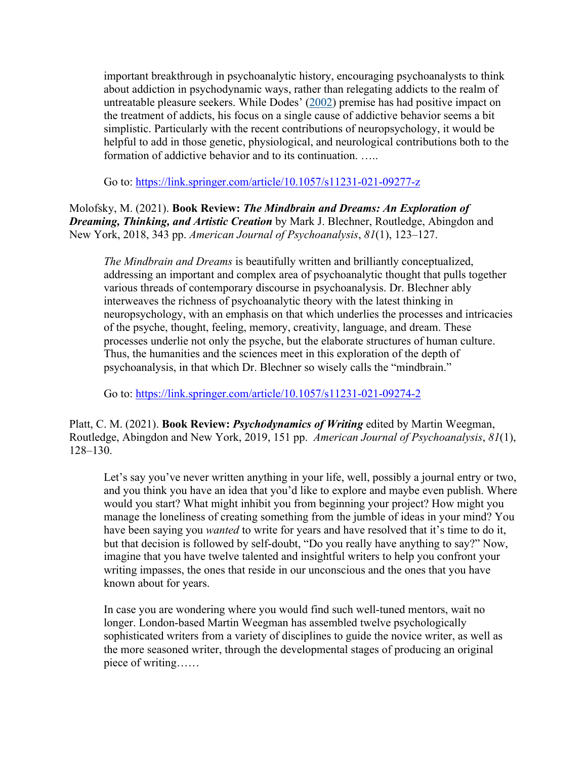important breakthrough in psychoanalytic history, encouraging psychoanalysts to think about addiction in psychodynamic ways, rather than relegating addicts to the realm of untreatable pleasure seekers. While Dodes' (2002) premise has had positive impact on the treatment of addicts, his focus on a single cause of addictive behavior seems a bit simplistic. Particularly with the recent contributions of neuropsychology, it would be helpful to add in those genetic, physiological, and neurological contributions both to the formation of addictive behavior and to its continuation. …..

> Go to: https://link.springer.com/article/10.1057/s11231-021-09277-z

Molofsky, M. (2021). **Book Review: *The Mindbrain and Dreams: An Exploration of Dreaming, Thinking, and Artistic Creation*** by Mark J. Blechner, Routledge, Abingdon and New York, 2018, 343 pp. *American Journal of Psychoanalysis*, *81*(1), 123–127.

> *The Mindbrain and Dreams* is beautifully written and brilliantly conceptualized, addressing an important and complex area of psychoanalytic thought that pulls together various threads of contemporary discourse in psychoanalysis. Dr. Blechner ably interweaves the richness of psychoanalytic theory with the latest thinking in neuropsychology, with an emphasis on that which underlies the processes and intricacies of the psyche, thought, feeling, memory, creativity, language, and dream. These processes underlie not only the psyche, but the elaborate structures of human culture. Thus, the humanities and the sciences meet in this exploration of the depth of psychoanalysis, in that which Dr. Blechner so wisely calls the "mindbrain."
>
> Go to: https://link.springer.com/article/10.1057/s11231-021-09274-2

Platt, C. M. (2021). **Book Review: *Psychodynamics of Writing*** edited by Martin Weegman, Routledge, Abingdon and New York, 2019, 151 pp. *American Journal of Psychoanalysis*, *81*(1), 128–130.

> Let's say you've never written anything in your life, well, possibly a journal entry or two, and you think you have an idea that you'd like to explore and maybe even publish. Where would you start? What might inhibit you from beginning your project? How might you manage the loneliness of creating something from the jumble of ideas in your mind? You have been saying you *wanted* to write for years and have resolved that it's time to do it, but that decision is followed by self-doubt, "Do you really have anything to say?" Now, imagine that you have twelve talented and insightful writers to help you confront your writing impasses, the ones that reside in our unconscious and the ones that you have known about for years.
>
> In case you are wondering where you would find such well-tuned mentors, wait no longer. London-based Martin Weegman has assembled twelve psychologically sophisticated writers from a variety of disciplines to guide the novice writer, as well as the more seasoned writer, through the developmental stages of producing an original piece of writing……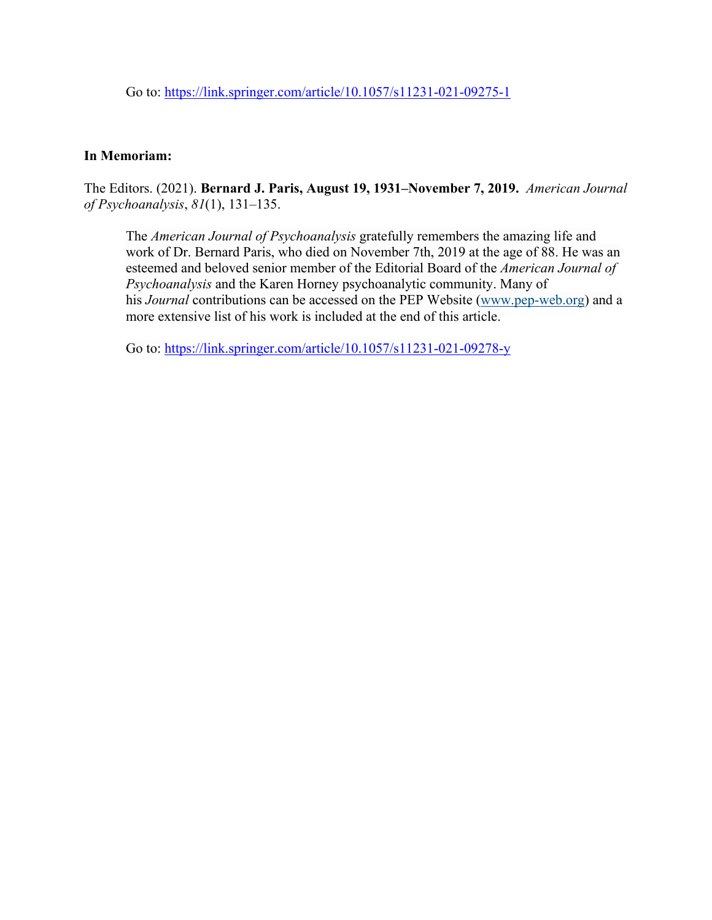Go to: https://link.springer.com/article/10.1057/s11231-021-09275-1

**In Memoriam:**

The Editors. (2021). **Bernard J. Paris, August 19, 1931–November 7, 2019.** *American Journal of Psychoanalysis*, *81*(1), 131–135.

> The *American Journal of Psychoanalysis* gratefully remembers the amazing life and work of Dr. Bernard Paris, who died on November 7th, 2019 at the age of 88. He was an esteemed and beloved senior member of the Editorial Board of the *American Journal of Psychoanalysis* and the Karen Horney psychoanalytic community. Many of his *Journal* contributions can be accessed on the PEP Website (www.pep-web.org) and a more extensive list of his work is included at the end of this article.
>
> Go to: https://link.springer.com/article/10.1057/s11231-021-09278-y